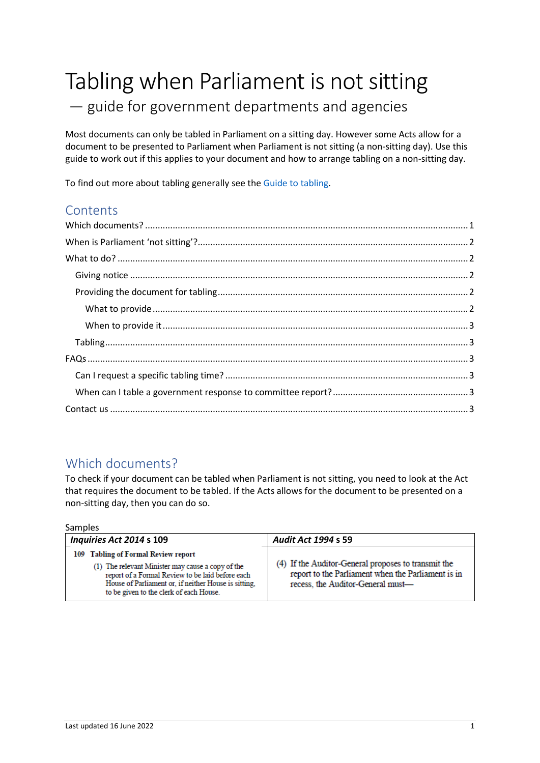# Tabling when Parliament is not sitting

## — guide for government departments and agencies

Most documents can only be tabled in Parliament on a sitting day. However some Acts allow for a document to be presented to Parliament when Parliament is not sitting (a non-sitting day). Use this guide to work out if this applies to your document and how to arrange tabling on a non-sitting day.

To find out more about tabling generally see the Guide to tabling.

## Contents

Which documents? ........ 1
When is Parliament 'not sitting'? ........ 2
What to do? ........ 2
- Giving notice ........ 2
- Providing the document for tabling ........ 2
  - What to provide ........ 2
  - When to provide it ........ 3
- Tabling ........ 3

FAQs ........ 3
- Can I request a specific tabling time? ........ 3
- When can I table a government response to committee report? ........ 3

Contact us ........ 3

## Which documents?

To check if your document can be tabled when Parliament is not sitting, you need to look at the Act that requires the document to be tabled. If the Acts allows for the document to be presented on a non-sitting day, then you can do so.

Samples

| ***Inquiries Act 2014*** **s 109** | ***Audit Act 1994*** **s 59** |
|---|---|
| **109 Tabling of Formal Review report**<br>(1) The relevant Minister may cause a copy of the report of a Formal Review to be laid before each House of Parliament or, if neither House is sitting, to be given to the clerk of each House. | (4) If the Auditor-General proposes to transmit the report to the Parliament when the Parliament is in recess, the Auditor-General must— |

Last updated 16 June 2022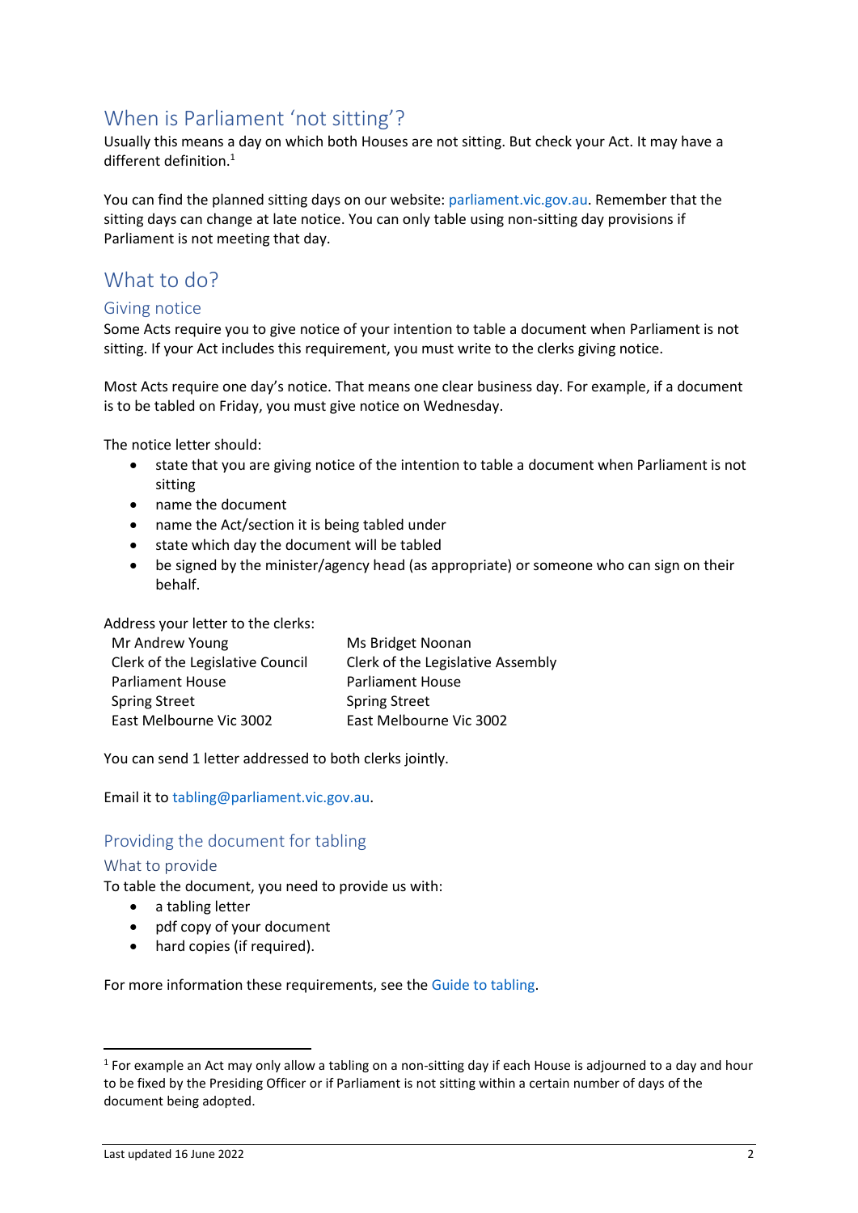## When is Parliament 'not sitting'?

Usually this means a day on which both Houses are not sitting. But check your Act. It may have a different definition.[1]

You can find the planned sitting days on our website: parliament.vic.gov.au. Remember that the sitting days can change at late notice. You can only table using non-sitting day provisions if Parliament is not meeting that day.

## What to do?

### Giving notice

Some Acts require you to give notice of your intention to table a document when Parliament is not sitting. If your Act includes this requirement, you must write to the clerks giving notice.

Most Acts require one day's notice. That means one clear business day. For example, if a document is to be tabled on Friday, you must give notice on Wednesday.

The notice letter should:

- state that you are giving notice of the intention to table a document when Parliament is not sitting
- name the document
- name the Act/section it is being tabled under
- state which day the document will be tabled
- be signed by the minister/agency head (as appropriate) or someone who can sign on their behalf.

Address your letter to the clerks:

Mr Andrew Young
Clerk of the Legislative Council
Parliament House
Spring Street
East Melbourne Vic 3002

Ms Bridget Noonan
Clerk of the Legislative Assembly
Parliament House
Spring Street
East Melbourne Vic 3002

You can send 1 letter addressed to both clerks jointly.

Email it to tabling@parliament.vic.gov.au.

### Providing the document for tabling

#### What to provide

To table the document, you need to provide us with:

- a tabling letter
- pdf copy of your document
- hard copies (if required).

For more information these requirements, see the Guide to tabling.

---

[1] For example an Act may only allow a tabling on a non-sitting day if each House is adjourned to a day and hour to be fixed by the Presiding Officer or if Parliament is not sitting within a certain number of days of the document being adopted.

Last updated 16 June 2022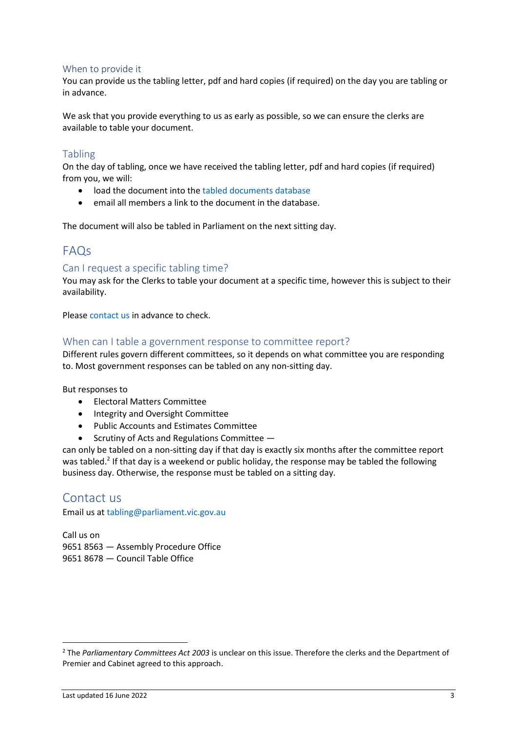### When to provide it

You can provide us the tabling letter, pdf and hard copies (if required) on the day you are tabling or in advance.

We ask that you provide everything to us as early as possible, so we can ensure the clerks are available to table your document.

### Tabling

On the day of tabling, once we have received the tabling letter, pdf and hard copies (if required) from you, we will:

- load the document into the tabled documents database
- email all members a link to the document in the database.

The document will also be tabled in Parliament on the next sitting day.

## FAQs

### Can I request a specific tabling time?

You may ask for the Clerks to table your document at a specific time, however this is subject to their availability.

Please contact us in advance to check.

### When can I table a government response to committee report?

Different rules govern different committees, so it depends on what committee you are responding to. Most government responses can be tabled on any non-sitting day.

But responses to

- Electoral Matters Committee
- Integrity and Oversight Committee
- Public Accounts and Estimates Committee
- Scrutiny of Acts and Regulations Committee —

can only be tabled on a non-sitting day if that day is exactly six months after the committee report was tabled.[2] If that day is a weekend or public holiday, the response may be tabled the following business day. Otherwise, the response must be tabled on a sitting day.

## Contact us

Email us at tabling@parliament.vic.gov.au

Call us on
9651 8563 — Assembly Procedure Office
9651 8678 — Council Table Office

[2] The *Parliamentary Committees Act 2003* is unclear on this issue. Therefore the clerks and the Department of Premier and Cabinet agreed to this approach.

Last updated 16 June 2022